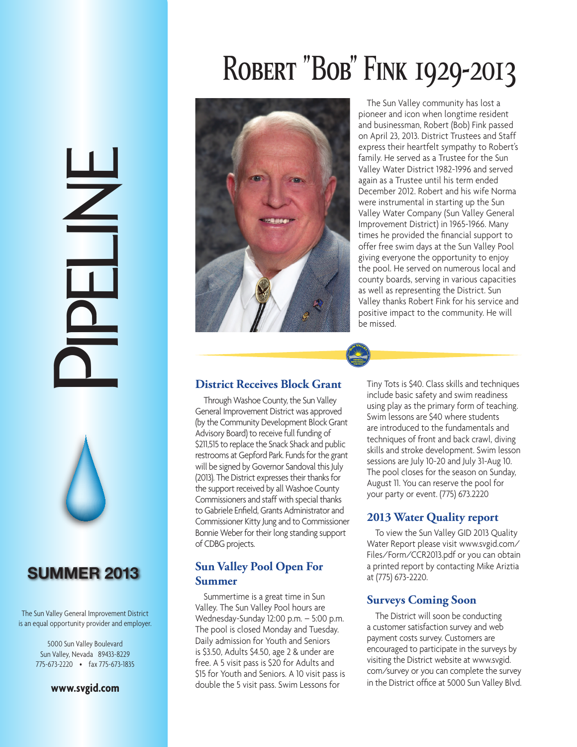# Pipeline

**SUMMER 2013**

The Sun Valley General Improvement District is an equal opportunity provider and employer.

5000 Sun Valley Boulevard
Sun Valley, Nevada 89433-8229
775-673-2220 • fax 775-673-1835

**www.svgid.com**

# Robert "Bob" Fink 1929-2013

The Sun Valley community has lost a pioneer and icon when longtime resident and businessman, Robert (Bob) Fink passed on April 23, 2013. District Trustees and Staff express their heartfelt sympathy to Robert's family. He served as a Trustee for the Sun Valley Water District 1982-1996 and served again as a Trustee until his term ended December 2012. Robert and his wife Norma were instrumental in starting up the Sun Valley Water Company (Sun Valley General Improvement District) in 1965-1966. Many times he provided the financial support to offer free swim days at the Sun Valley Pool giving everyone the opportunity to enjoy the pool. He served on numerous local and county boards, serving in various capacities as well as representing the District. Sun Valley thanks Robert Fink for his service and positive impact to the community. He will be missed.

## District Receives Block Grant

Through Washoe County, the Sun Valley General Improvement District was approved (by the Community Development Block Grant Advisory Board) to receive full funding of $211,515 to replace the Snack Shack and public restrooms at Gepford Park. Funds for the grant will be signed by Governor Sandoval this July (2013). The District expresses their thanks for the support received by all Washoe County Commissioners and staff with special thanks to Gabriele Enfield, Grants Administrator and Commissioner Kitty Jung and to Commissioner Bonnie Weber for their long standing support of CDBG projects.

## Sun Valley Pool Open For Summer

Summertime is a great time in Sun Valley. The Sun Valley Pool hours are Wednesday-Sunday 12:00 p.m. – 5:00 p.m. The pool is closed Monday and Tuesday. Daily admission for Youth and Seniors is $3.50, Adults $4.50, age 2 & under are free. A 5 visit pass is $20 for Adults and $15 for Youth and Seniors. A 10 visit pass is double the 5 visit pass. Swim Lessons for Tiny Tots is $40. Class skills and techniques include basic safety and swim readiness using play as the primary form of teaching. Swim lessons are $40 where students are introduced to the fundamentals and techniques of front and back crawl, diving skills and stroke development. Swim lesson sessions are July 10-20 and July 31-Aug 10. The pool closes for the season on Sunday, August 11. You can reserve the pool for your party or event. (775) 673.2220

## 2013 Water Quality report

To view the Sun Valley GID 2013 Quality Water Report please visit www.svgid.com/Files/Form/CCR2013.pdf or you can obtain a printed report by contacting Mike Ariztia at (775) 673-2220.

## Surveys Coming Soon

The District will soon be conducting a customer satisfaction survey and web payment costs survey. Customers are encouraged to participate in the surveys by visiting the District website at www.svgid.com/survey or you can complete the survey in the District office at 5000 Sun Valley Blvd.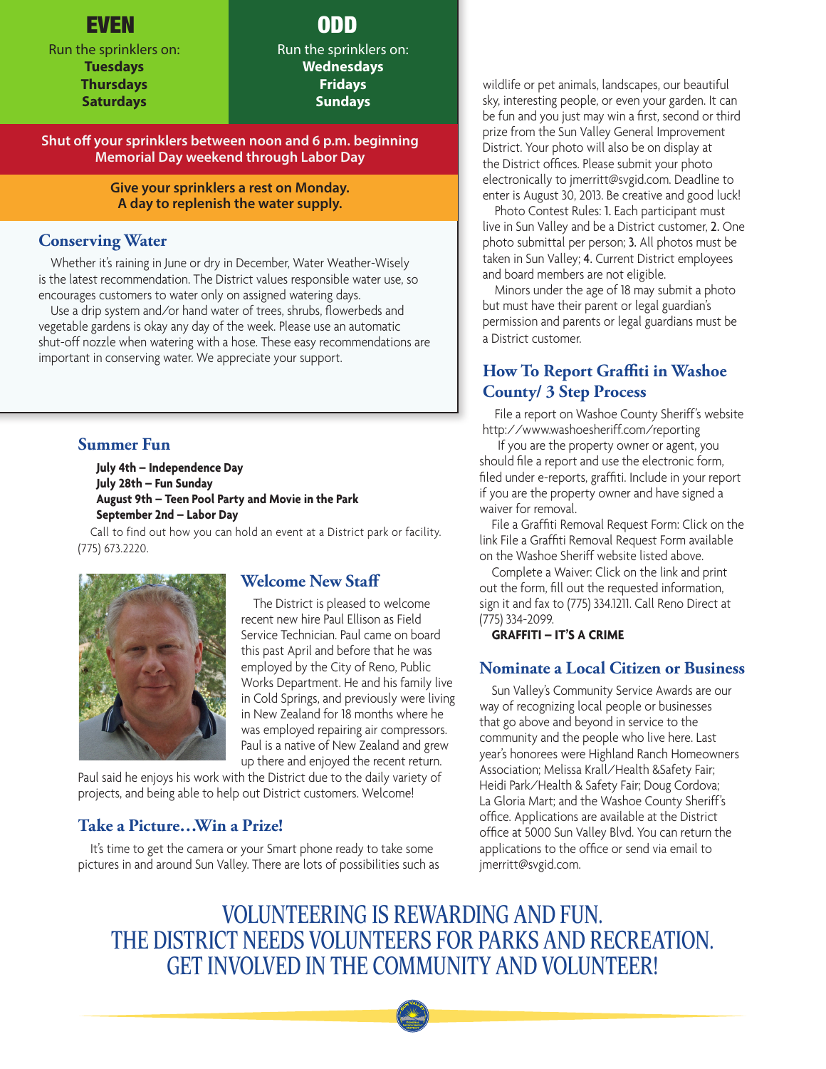## EVEN

Run the sprinklers on:
**Tuesdays**
**Thursdays**
**Saturdays**

## ODD

Run the sprinklers on:
**Wednesdays**
**Fridays**
**Sundays**

**Shut off your sprinklers between noon and 6 p.m. beginning Memorial Day weekend through Labor Day**

**Give your sprinklers a rest on Monday. A day to replenish the water supply.**

## Conserving Water

Whether it's raining in June or dry in December, Water Weather-Wisely is the latest recommendation. The District values responsible water use, so encourages customers to water only on assigned watering days.

Use a drip system and/or hand water of trees, shrubs, flowerbeds and vegetable gardens is okay any day of the week. Please use an automatic shut-off nozzle when watering with a hose. These easy recommendations are important in conserving water. We appreciate your support.

## Summer Fun

**July 4th – Independence Day**
**July 28th – Fun Sunday**
**August 9th – Teen Pool Party and Movie in the Park**
**September 2nd – Labor Day**

Call to find out how you can hold an event at a District park or facility. (775) 673.2220.

## Welcome New Staff

The District is pleased to welcome recent new hire Paul Ellison as Field Service Technician. Paul came on board this past April and before that he was employed by the City of Reno, Public Works Department. He and his family live in Cold Springs, and previously were living in New Zealand for 18 months where he was employed repairing air compressors. Paul is a native of New Zealand and grew up there and enjoyed the recent return. Paul said he enjoys his work with the District due to the daily variety of projects, and being able to help out District customers. Welcome!

## Take a Picture…Win a Prize!

It's time to get the camera or your Smart phone ready to take some pictures in and around Sun Valley. There are lots of possibilities such as wildlife or pet animals, landscapes, our beautiful sky, interesting people, or even your garden. It can be fun and you just may win a first, second or third prize from the Sun Valley General Improvement District. Your photo will also be on display at the District offices. Please submit your photo electronically to jmerritt@svgid.com. Deadline to enter is August 30, 2013. Be creative and good luck!

Photo Contest Rules: **1.** Each participant must live in Sun Valley and be a District customer, **2.** One photo submittal per person; **3.** All photos must be taken in Sun Valley; **4.** Current District employees and board members are not eligible.

Minors under the age of 18 may submit a photo but must have their parent or legal guardian's permission and parents or legal guardians must be a District customer.

## How To Report Graffiti in Washoe County/ 3 Step Process

File a report on Washoe County Sheriff's website http://www.washoesheriff.com/reporting

If you are the property owner or agent, you should file a report and use the electronic form, filed under e-reports, graffiti. Include in your report if you are the property owner and have signed a waiver for removal.

File a Graffiti Removal Request Form: Click on the link File a Graffiti Removal Request Form available on the Washoe Sheriff website listed above.

Complete a Waiver: Click on the link and print out the form, fill out the requested information, sign it and fax to (775) 334.1211. Call Reno Direct at (775) 334-2099.

**GRAFFITI – IT'S A CRIME**

## Nominate a Local Citizen or Business

Sun Valley's Community Service Awards are our way of recognizing local people or businesses that go above and beyond in service to the community and the people who live here. Last year's honorees were Highland Ranch Homeowners Association; Melissa Krall/Health &Safety Fair; Heidi Park/Health & Safety Fair; Doug Cordova; La Gloria Mart; and the Washoe County Sheriff's office. Applications are available at the District office at 5000 Sun Valley Blvd. You can return the applications to the office or send via email to jmerritt@svgid.com.

VOLUNTEERING IS REWARDING AND FUN.
THE DISTRICT NEEDS VOLUNTEERS FOR PARKS AND RECREATION.
GET INVOLVED IN THE COMMUNITY AND VOLUNTEER!